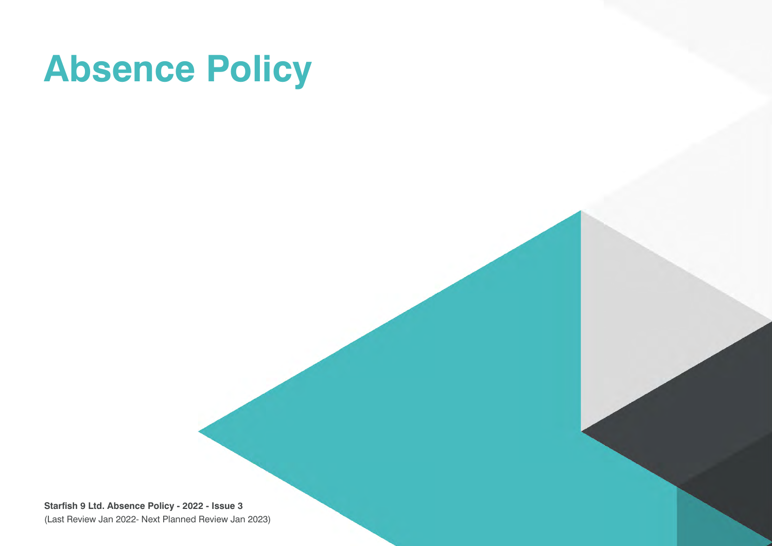# Absence Policy

**Starfish 9 Ltd. Absence Policy - 2022 - Issue 3**
(Last Review Jan 2022- Next Planned Review Jan 2023)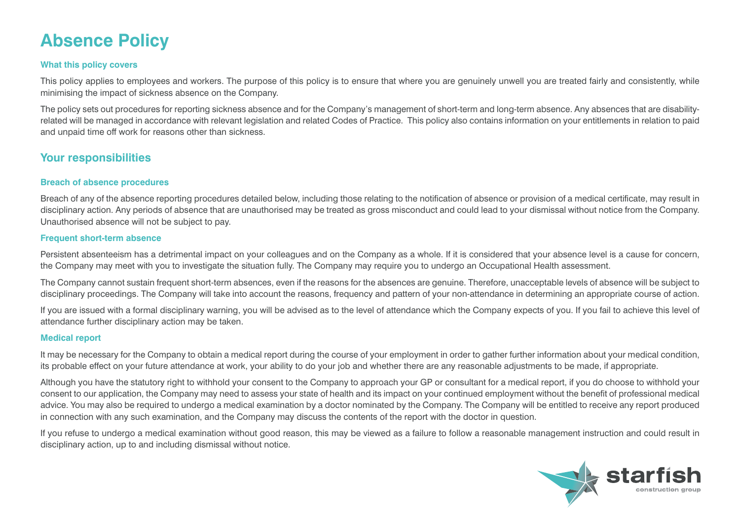# Absence Policy

### What this policy covers

This policy applies to employees and workers. The purpose of this policy is to ensure that where you are genuinely unwell you are treated fairly and consistently, while minimising the impact of sickness absence on the Company.

The policy sets out procedures for reporting sickness absence and for the Company's management of short-term and long-term absence. Any absences that are disability-related will be managed in accordance with relevant legislation and related Codes of Practice. This policy also contains information on your entitlements in relation to paid and unpaid time off work for reasons other than sickness.

## Your responsibilities

### Breach of absence procedures

Breach of any of the absence reporting procedures detailed below, including those relating to the notification of absence or provision of a medical certificate, may result in disciplinary action. Any periods of absence that are unauthorised may be treated as gross misconduct and could lead to your dismissal without notice from the Company. Unauthorised absence will not be subject to pay.

### Frequent short-term absence

Persistent absenteeism has a detrimental impact on your colleagues and on the Company as a whole. If it is considered that your absence level is a cause for concern, the Company may meet with you to investigate the situation fully. The Company may require you to undergo an Occupational Health assessment.

The Company cannot sustain frequent short-term absences, even if the reasons for the absences are genuine. Therefore, unacceptable levels of absence will be subject to disciplinary proceedings. The Company will take into account the reasons, frequency and pattern of your non-attendance in determining an appropriate course of action.

If you are issued with a formal disciplinary warning, you will be advised as to the level of attendance which the Company expects of you. If you fail to achieve this level of attendance further disciplinary action may be taken.

### Medical report

It may be necessary for the Company to obtain a medical report during the course of your employment in order to gather further information about your medical condition, its probable effect on your future attendance at work, your ability to do your job and whether there are any reasonable adjustments to be made, if appropriate.

Although you have the statutory right to withhold your consent to the Company to approach your GP or consultant for a medical report, if you do choose to withhold your consent to our application, the Company may need to assess your state of health and its impact on your continued employment without the benefit of professional medical advice. You may also be required to undergo a medical examination by a doctor nominated by the Company. The Company will be entitled to receive any report produced in connection with any such examination, and the Company may discuss the contents of the report with the doctor in question.

If you refuse to undergo a medical examination without good reason, this may be viewed as a failure to follow a reasonable management instruction and could result in disciplinary action, up to and including dismissal without notice.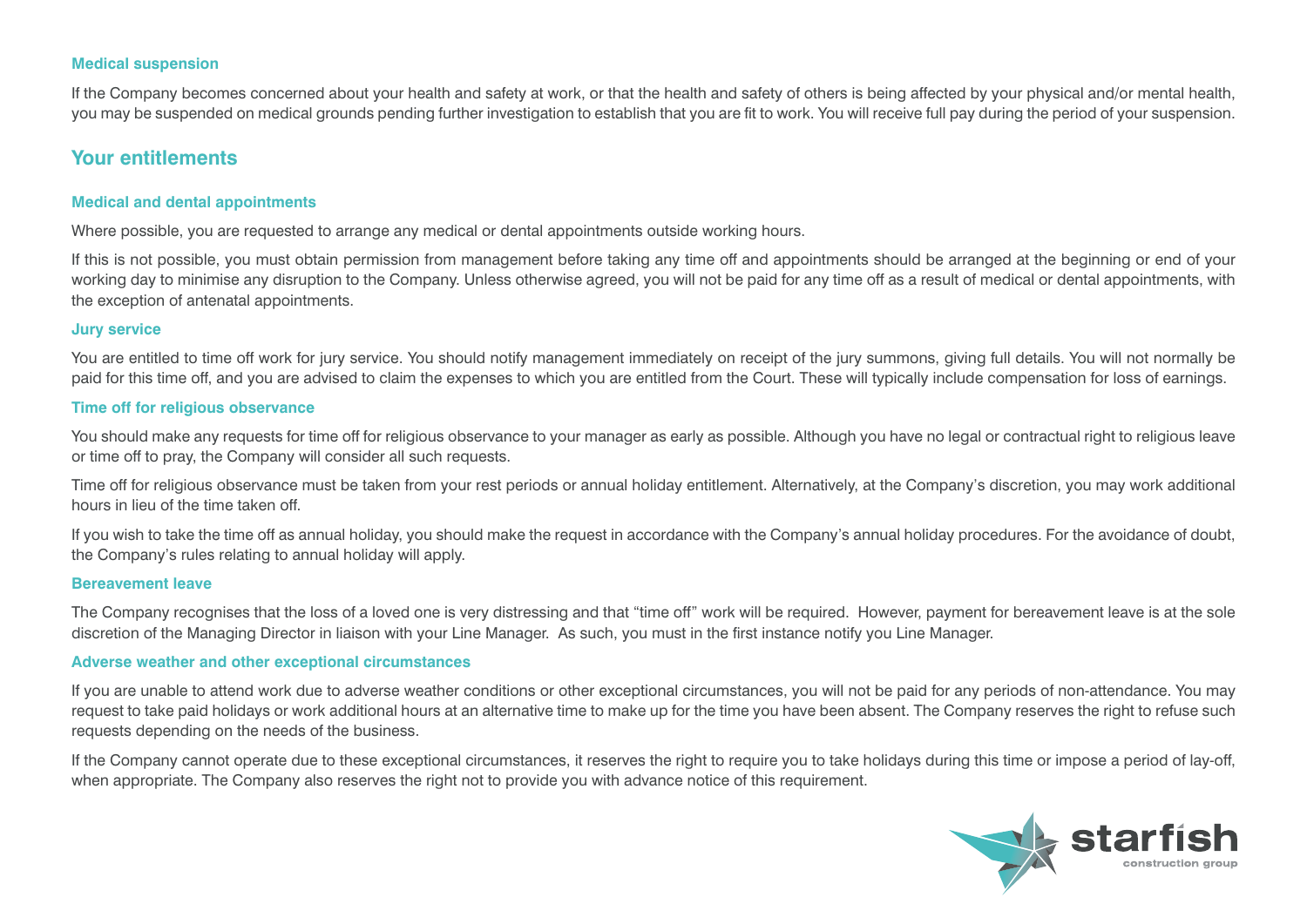### Medical suspension

If the Company becomes concerned about your health and safety at work, or that the health and safety of others is being affected by your physical and/or mental health, you may be suspended on medical grounds pending further investigation to establish that you are fit to work. You will receive full pay during the period of your suspension.

## Your entitlements

### Medical and dental appointments

Where possible, you are requested to arrange any medical or dental appointments outside working hours.

If this is not possible, you must obtain permission from management before taking any time off and appointments should be arranged at the beginning or end of your working day to minimise any disruption to the Company. Unless otherwise agreed, you will not be paid for any time off as a result of medical or dental appointments, with the exception of antenatal appointments.

### Jury service

You are entitled to time off work for jury service. You should notify management immediately on receipt of the jury summons, giving full details. You will not normally be paid for this time off, and you are advised to claim the expenses to which you are entitled from the Court. These will typically include compensation for loss of earnings.

### Time off for religious observance

You should make any requests for time off for religious observance to your manager as early as possible. Although you have no legal or contractual right to religious leave or time off to pray, the Company will consider all such requests.

Time off for religious observance must be taken from your rest periods or annual holiday entitlement. Alternatively, at the Company's discretion, you may work additional hours in lieu of the time taken off.

If you wish to take the time off as annual holiday, you should make the request in accordance with the Company's annual holiday procedures. For the avoidance of doubt, the Company's rules relating to annual holiday will apply.

### Bereavement leave

The Company recognises that the loss of a loved one is very distressing and that "time off" work will be required. However, payment for bereavement leave is at the sole discretion of the Managing Director in liaison with your Line Manager. As such, you must in the first instance notify you Line Manager.

### Adverse weather and other exceptional circumstances

If you are unable to attend work due to adverse weather conditions or other exceptional circumstances, you will not be paid for any periods of non-attendance. You may request to take paid holidays or work additional hours at an alternative time to make up for the time you have been absent. The Company reserves the right to refuse such requests depending on the needs of the business.

If the Company cannot operate due to these exceptional circumstances, it reserves the right to require you to take holidays during this time or impose a period of lay-off, when appropriate. The Company also reserves the right not to provide you with advance notice of this requirement.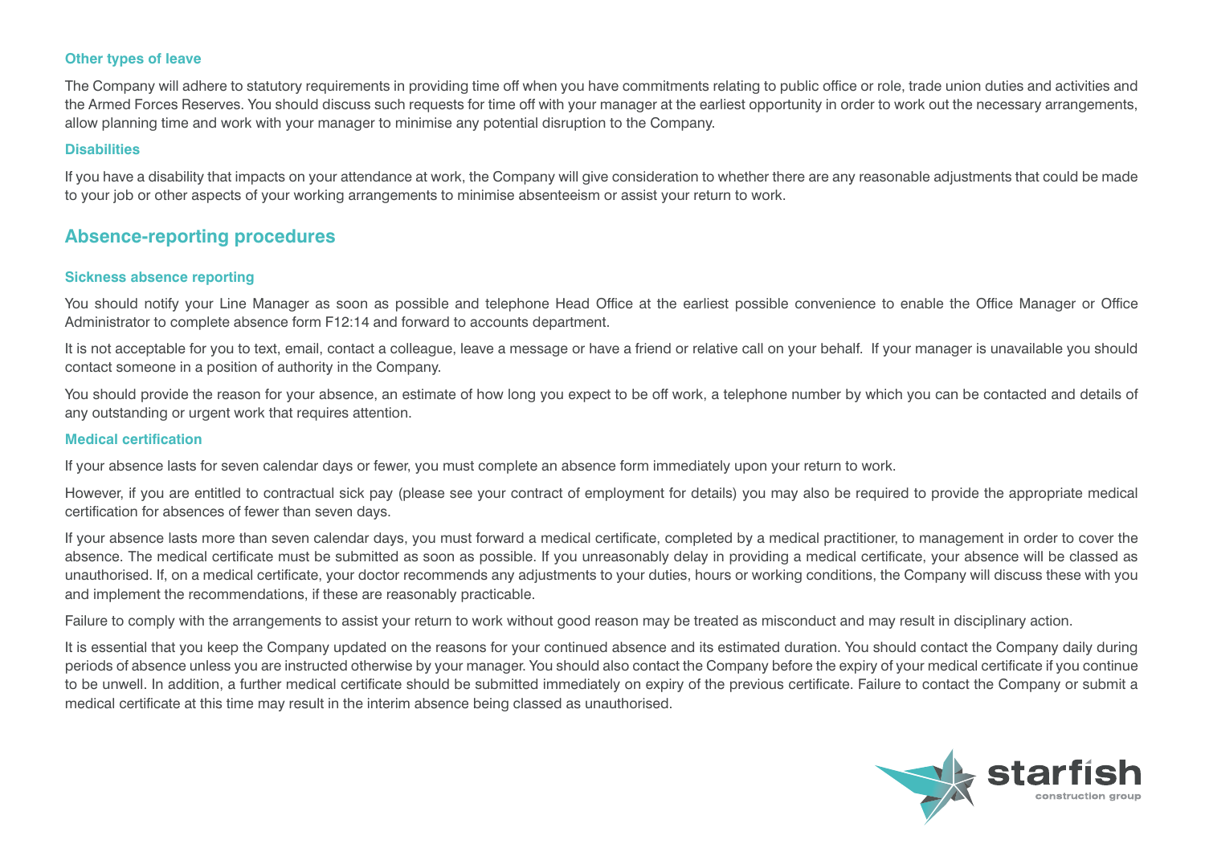### Other types of leave

The Company will adhere to statutory requirements in providing time off when you have commitments relating to public office or role, trade union duties and activities and the Armed Forces Reserves. You should discuss such requests for time off with your manager at the earliest opportunity in order to work out the necessary arrangements, allow planning time and work with your manager to minimise any potential disruption to the Company.

### Disabilities

If you have a disability that impacts on your attendance at work, the Company will give consideration to whether there are any reasonable adjustments that could be made to your job or other aspects of your working arrangements to minimise absenteeism or assist your return to work.

## Absence-reporting procedures

### Sickness absence reporting

You should notify your Line Manager as soon as possible and telephone Head Office at the earliest possible convenience to enable the Office Manager or Office Administrator to complete absence form F12:14 and forward to accounts department.

It is not acceptable for you to text, email, contact a colleague, leave a message or have a friend or relative call on your behalf. If your manager is unavailable you should contact someone in a position of authority in the Company.

You should provide the reason for your absence, an estimate of how long you expect to be off work, a telephone number by which you can be contacted and details of any outstanding or urgent work that requires attention.

### Medical certification

If your absence lasts for seven calendar days or fewer, you must complete an absence form immediately upon your return to work.

However, if you are entitled to contractual sick pay (please see your contract of employment for details) you may also be required to provide the appropriate medical certification for absences of fewer than seven days.

If your absence lasts more than seven calendar days, you must forward a medical certificate, completed by a medical practitioner, to management in order to cover the absence. The medical certificate must be submitted as soon as possible. If you unreasonably delay in providing a medical certificate, your absence will be classed as unauthorised. If, on a medical certificate, your doctor recommends any adjustments to your duties, hours or working conditions, the Company will discuss these with you and implement the recommendations, if these are reasonably practicable.

Failure to comply with the arrangements to assist your return to work without good reason may be treated as misconduct and may result in disciplinary action.

It is essential that you keep the Company updated on the reasons for your continued absence and its estimated duration. You should contact the Company daily during periods of absence unless you are instructed otherwise by your manager. You should also contact the Company before the expiry of your medical certificate if you continue to be unwell. In addition, a further medical certificate should be submitted immediately on expiry of the previous certificate. Failure to contact the Company or submit a medical certificate at this time may result in the interim absence being classed as unauthorised.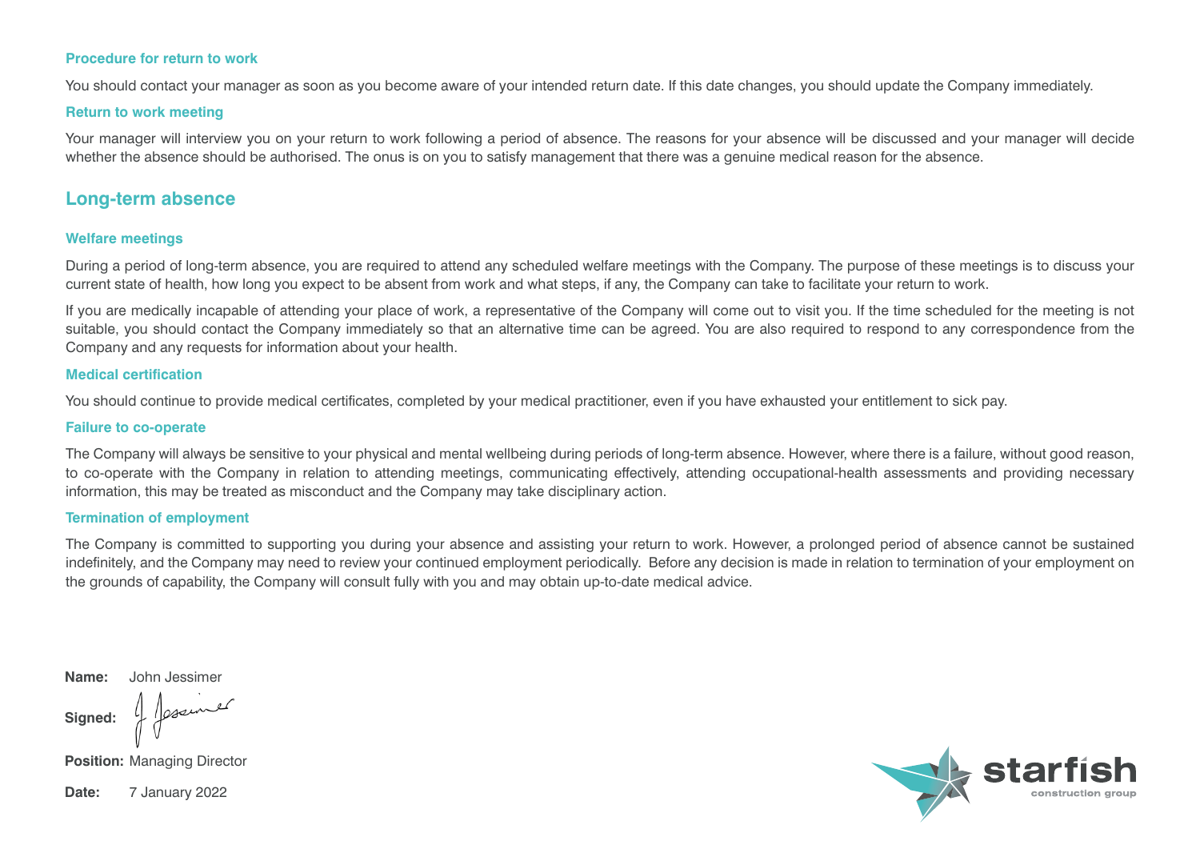### Procedure for return to work

You should contact your manager as soon as you become aware of your intended return date. If this date changes, you should update the Company immediately.

### Return to work meeting

Your manager will interview you on your return to work following a period of absence. The reasons for your absence will be discussed and your manager will decide whether the absence should be authorised. The onus is on you to satisfy management that there was a genuine medical reason for the absence.

## Long-term absence

### Welfare meetings

During a period of long-term absence, you are required to attend any scheduled welfare meetings with the Company. The purpose of these meetings is to discuss your current state of health, how long you expect to be absent from work and what steps, if any, the Company can take to facilitate your return to work.

If you are medically incapable of attending your place of work, a representative of the Company will come out to visit you. If the time scheduled for the meeting is not suitable, you should contact the Company immediately so that an alternative time can be agreed. You are also required to respond to any correspondence from the Company and any requests for information about your health.

### Medical certification

You should continue to provide medical certificates, completed by your medical practitioner, even if you have exhausted your entitlement to sick pay.

### Failure to co-operate

The Company will always be sensitive to your physical and mental wellbeing during periods of long-term absence. However, where there is a failure, without good reason, to co-operate with the Company in relation to attending meetings, communicating effectively, attending occupational-health assessments and providing necessary information, this may be treated as misconduct and the Company may take disciplinary action.

### Termination of employment

The Company is committed to supporting you during your absence and assisting your return to work. However, a prolonged period of absence cannot be sustained indefinitely, and the Company may need to review your continued employment periodically. Before any decision is made in relation to termination of your employment on the grounds of capability, the Company will consult fully with you and may obtain up-to-date medical advice.

**Name:** John Jessimer

**Signed:** J Jessimer

**Position:** Managing Director

**Date:** 7 January 2022

starfish construction group